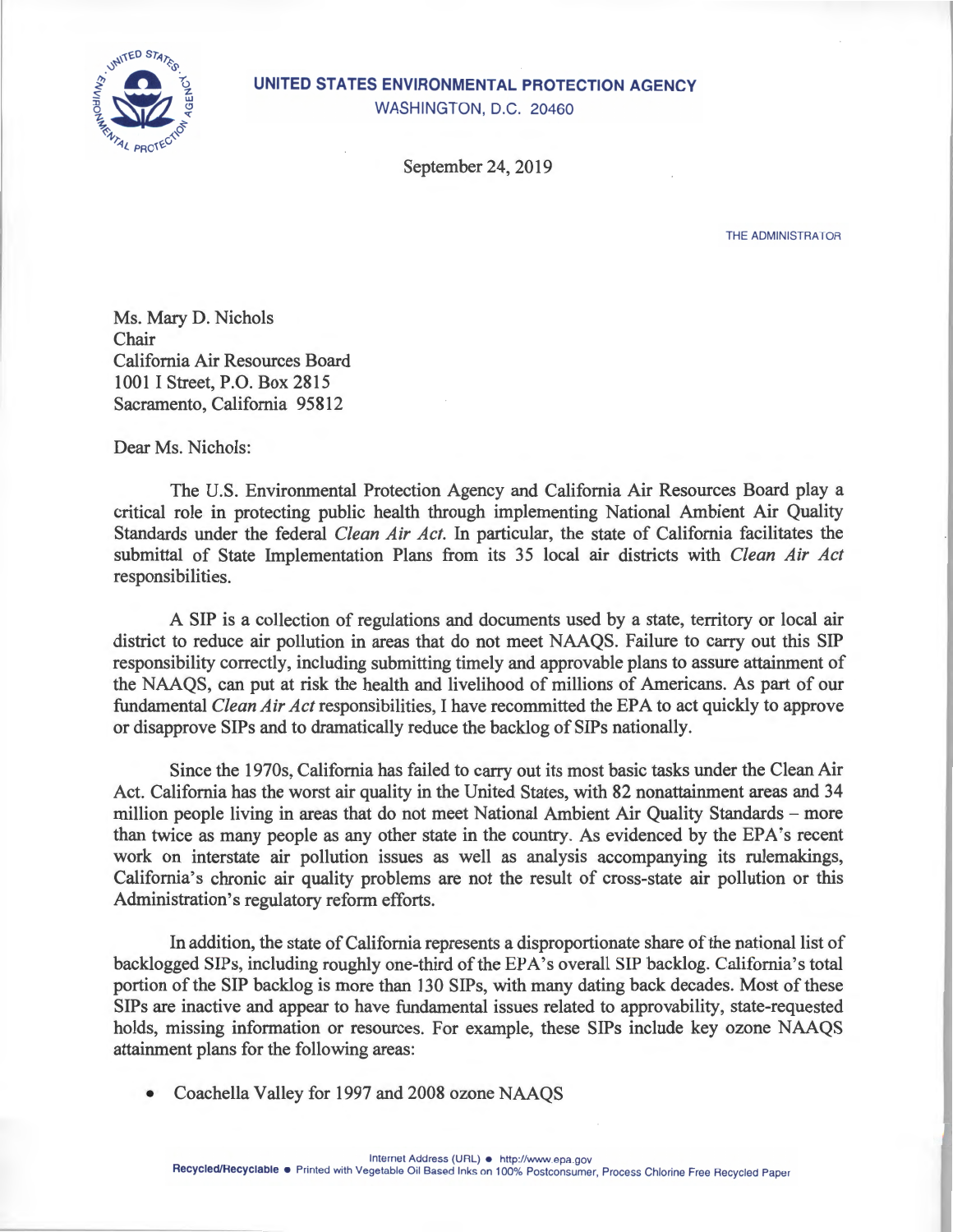**UNITED STATES ENVIRONMENTAL PROTECTION AGENCY**
WASHINGTON, D.C. 20460

September 24, 2019

THE ADMINISTRATOR

Ms. Mary D. Nichols
Chair
California Air Resources Board
1001 I Street, P.O. Box 2815
Sacramento, California 95812

Dear Ms. Nichols:

The U.S. Environmental Protection Agency and California Air Resources Board play a critical role in protecting public health through implementing National Ambient Air Quality Standards under the federal *Clean Air Act*. In particular, the state of California facilitates the submittal of State Implementation Plans from its 35 local air districts with *Clean Air Act* responsibilities.

A SIP is a collection of regulations and documents used by a state, territory or local air district to reduce air pollution in areas that do not meet NAAQS. Failure to carry out this SIP responsibility correctly, including submitting timely and approvable plans to assure attainment of the NAAQS, can put at risk the health and livelihood of millions of Americans. As part of our fundamental *Clean Air Act* responsibilities, I have recommitted the EPA to act quickly to approve or disapprove SIPs and to dramatically reduce the backlog of SIPs nationally.

Since the 1970s, California has failed to carry out its most basic tasks under the Clean Air Act. California has the worst air quality in the United States, with 82 nonattainment areas and 34 million people living in areas that do not meet National Ambient Air Quality Standards – more than twice as many people as any other state in the country. As evidenced by the EPA's recent work on interstate air pollution issues as well as analysis accompanying its rulemakings, California's chronic air quality problems are not the result of cross-state air pollution or this Administration's regulatory reform efforts.

In addition, the state of California represents a disproportionate share of the national list of backlogged SIPs, including roughly one-third of the EPA's overall SIP backlog. California's total portion of the SIP backlog is more than 130 SIPs, with many dating back decades. Most of these SIPs are inactive and appear to have fundamental issues related to approvability, state-requested holds, missing information or resources. For example, these SIPs include key ozone NAAQS attainment plans for the following areas:

- Coachella Valley for 1997 and 2008 ozone NAAQS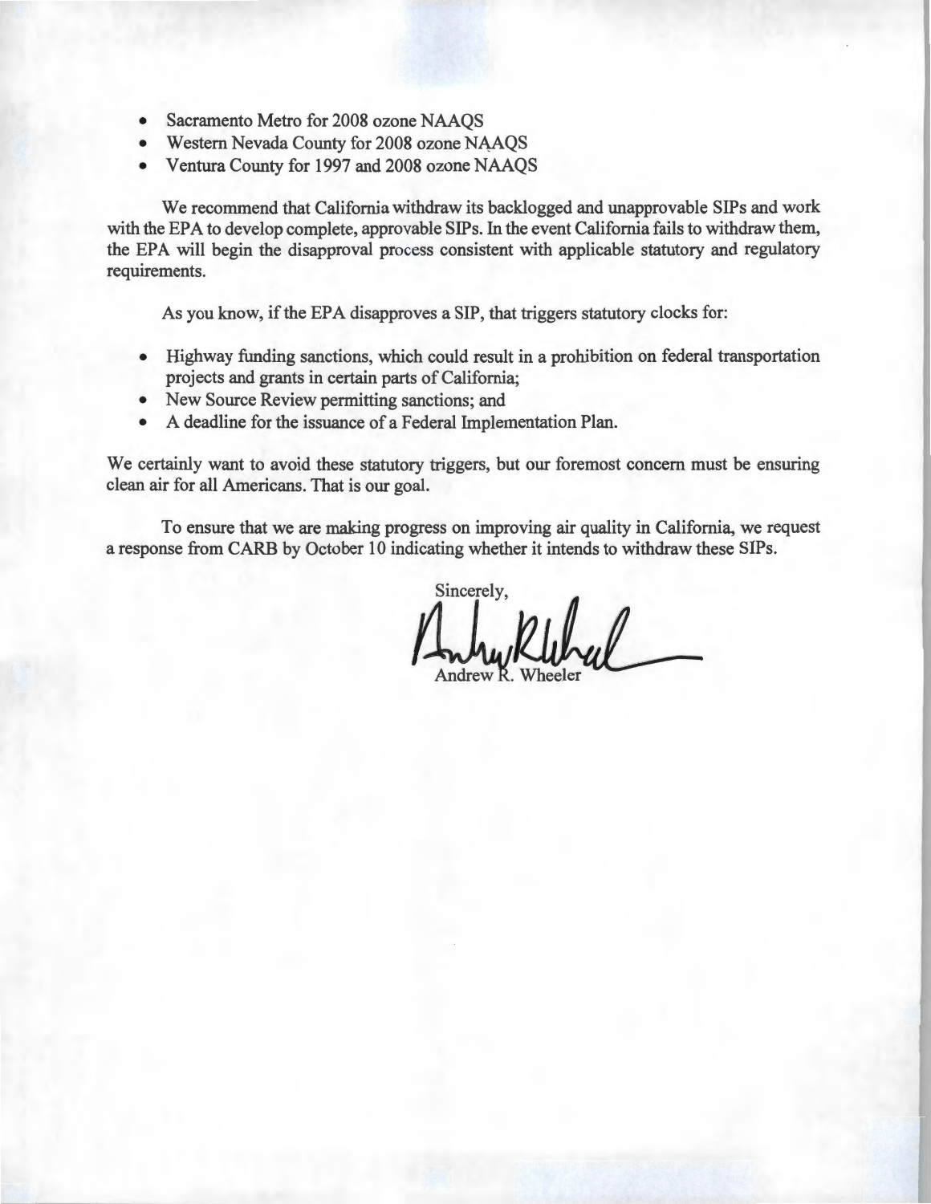- Sacramento Metro for 2008 ozone NAAQS
- Western Nevada County for 2008 ozone NAAQS
- Ventura County for 1997 and 2008 ozone NAAQS

We recommend that California withdraw its backlogged and unapprovable SIPs and work with the EPA to develop complete, approvable SIPs. In the event California fails to withdraw them, the EPA will begin the disapproval process consistent with applicable statutory and regulatory requirements.

As you know, if the EPA disapproves a SIP, that triggers statutory clocks for:

- Highway funding sanctions, which could result in a prohibition on federal transportation projects and grants in certain parts of California;
- New Source Review permitting sanctions; and
- A deadline for the issuance of a Federal Implementation Plan.

We certainly want to avoid these statutory triggers, but our foremost concern must be ensuring clean air for all Americans. That is our goal.

To ensure that we are making progress on improving air quality in California, we request a response from CARB by October 10 indicating whether it intends to withdraw these SIPs.

Sincerely,

Andrew R. Wheeler